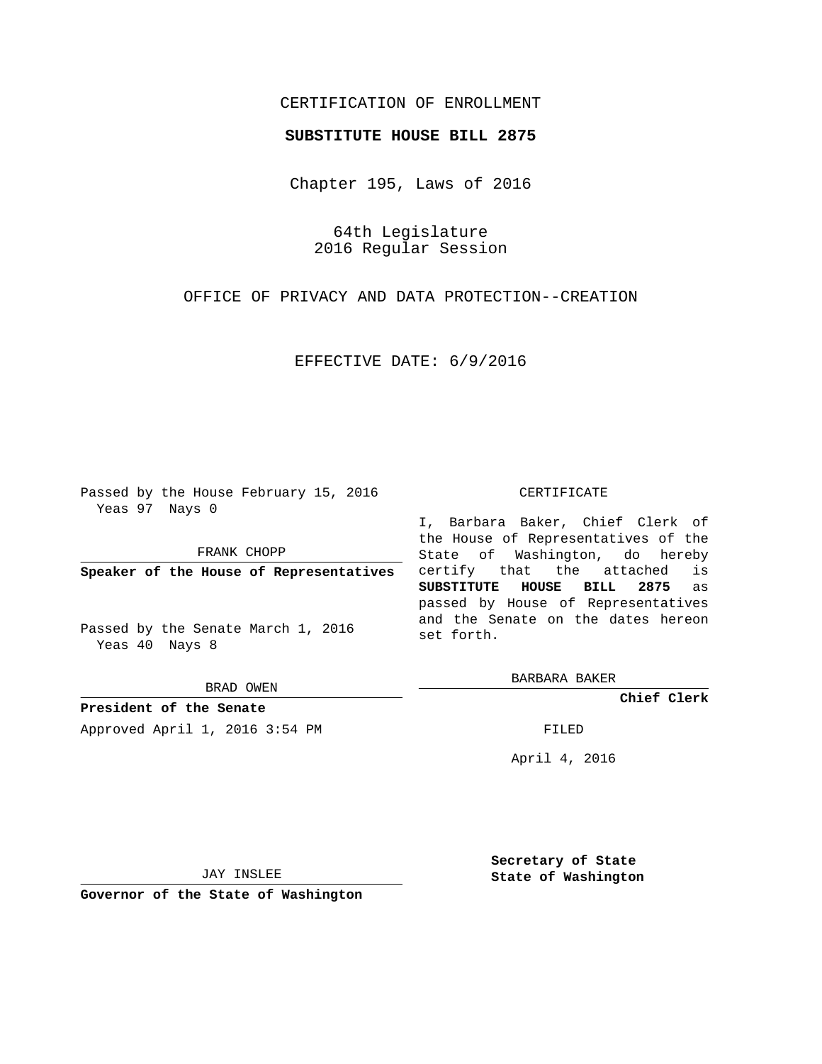CERTIFICATION OF ENROLLMENT

**SUBSTITUTE HOUSE BILL 2875**

Chapter 195, Laws of 2016

64th Legislature
2016 Regular Session

OFFICE OF PRIVACY AND DATA PROTECTION--CREATION

EFFECTIVE DATE: 6/9/2016

Passed by the House February 15, 2016
Yeas 97 Nays 0

FRANK CHOPP

**Speaker of the House of Representatives**

Passed by the Senate March 1, 2016
Yeas 40 Nays 8

BRAD OWEN

**President of the Senate**

Approved April 1, 2016 3:54 PM

JAY INSLEE

**Governor of the State of Washington**

CERTIFICATE

I, Barbara Baker, Chief Clerk of the House of Representatives of the State of Washington, do hereby certify that the attached is **SUBSTITUTE HOUSE BILL 2875** as passed by House of Representatives and the Senate on the dates hereon set forth.

BARBARA BAKER

**Chief Clerk**

FILED

April 4, 2016

**Secretary of State**
**State of Washington**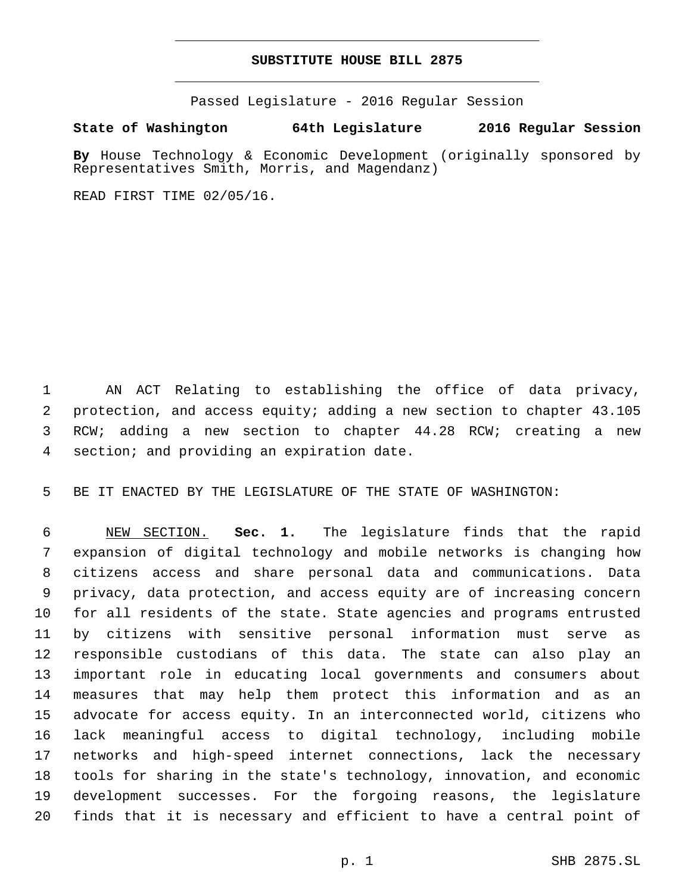# SUBSTITUTE HOUSE BILL 2875

Passed Legislature - 2016 Regular Session

**State of Washington 64th Legislature 2016 Regular Session**

**By** House Technology & Economic Development (originally sponsored by Representatives Smith, Morris, and Magendanz)

READ FIRST TIME 02/05/16.

AN ACT Relating to establishing the office of data privacy, protection, and access equity; adding a new section to chapter 43.105 RCW; adding a new section to chapter 44.28 RCW; creating a new section; and providing an expiration date.

BE IT ENACTED BY THE LEGISLATURE OF THE STATE OF WASHINGTON:

NEW SECTION. **Sec. 1.** The legislature finds that the rapid expansion of digital technology and mobile networks is changing how citizens access and share personal data and communications. Data privacy, data protection, and access equity are of increasing concern for all residents of the state. State agencies and programs entrusted by citizens with sensitive personal information must serve as responsible custodians of this data. The state can also play an important role in educating local governments and consumers about measures that may help them protect this information and as an advocate for access equity. In an interconnected world, citizens who lack meaningful access to digital technology, including mobile networks and high-speed internet connections, lack the necessary tools for sharing in the state's technology, innovation, and economic development successes. For the forgoing reasons, the legislature finds that it is necessary and efficient to have a central point of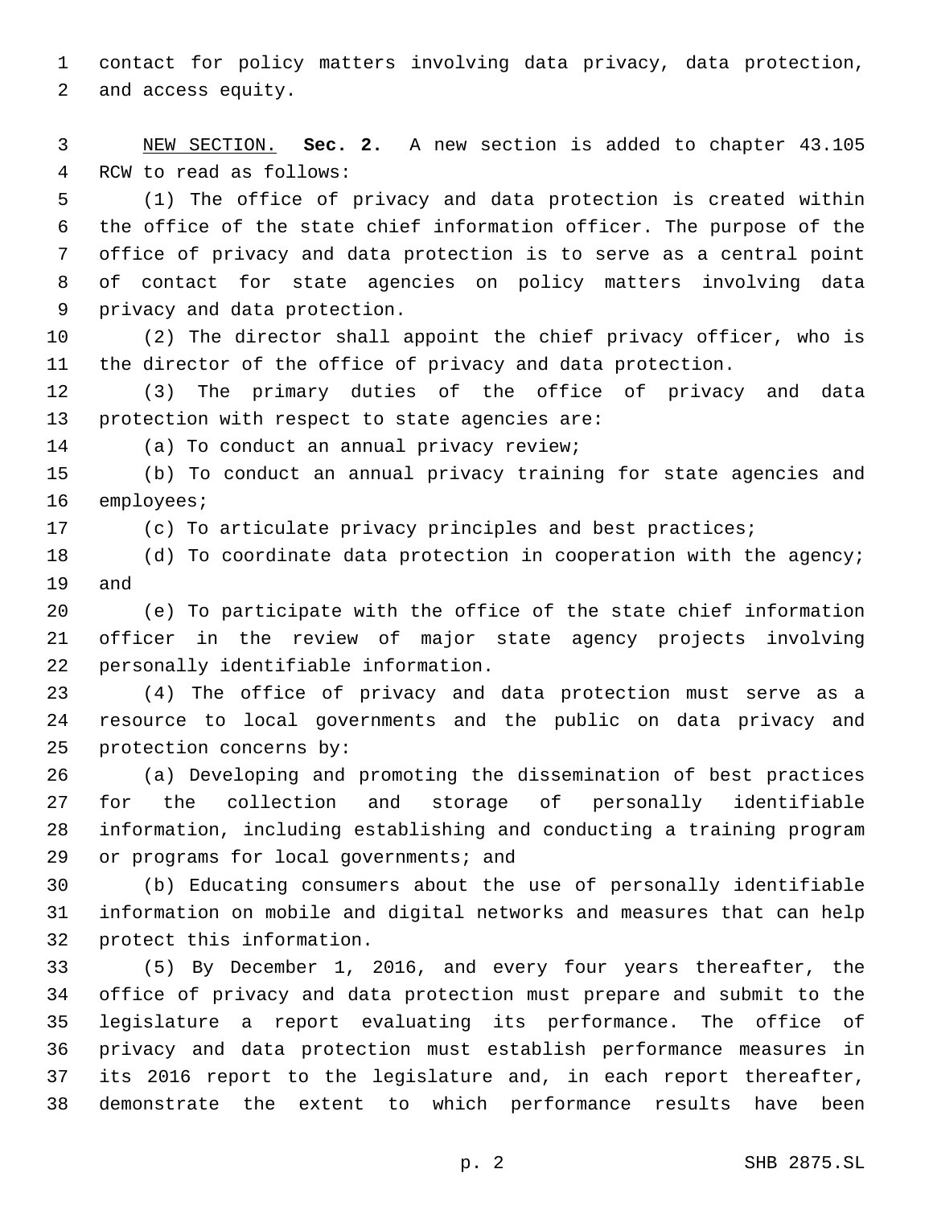contact for policy matters involving data privacy, data protection, and access equity.

NEW SECTION. **Sec. 2.** A new section is added to chapter 43.105 RCW to read as follows:

(1) The office of privacy and data protection is created within the office of the state chief information officer. The purpose of the office of privacy and data protection is to serve as a central point of contact for state agencies on policy matters involving data privacy and data protection.

(2) The director shall appoint the chief privacy officer, who is the director of the office of privacy and data protection.

(3) The primary duties of the office of privacy and data protection with respect to state agencies are:

(a) To conduct an annual privacy review;

(b) To conduct an annual privacy training for state agencies and employees;

(c) To articulate privacy principles and best practices;

(d) To coordinate data protection in cooperation with the agency; and

(e) To participate with the office of the state chief information officer in the review of major state agency projects involving personally identifiable information.

(4) The office of privacy and data protection must serve as a resource to local governments and the public on data privacy and protection concerns by:

(a) Developing and promoting the dissemination of best practices for the collection and storage of personally identifiable information, including establishing and conducting a training program or programs for local governments; and

(b) Educating consumers about the use of personally identifiable information on mobile and digital networks and measures that can help protect this information.

(5) By December 1, 2016, and every four years thereafter, the office of privacy and data protection must prepare and submit to the legislature a report evaluating its performance. The office of privacy and data protection must establish performance measures in its 2016 report to the legislature and, in each report thereafter, demonstrate the extent to which performance results have been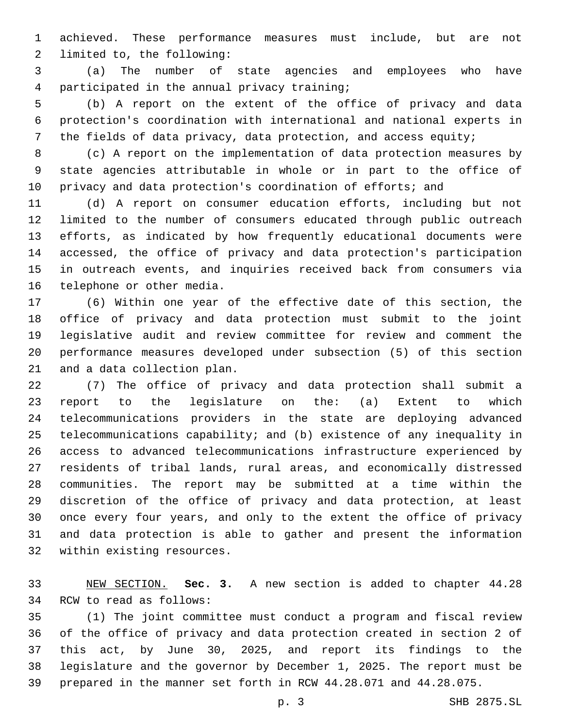achieved. These performance measures must include, but are not limited to, the following:

(a) The number of state agencies and employees who have participated in the annual privacy training;

(b) A report on the extent of the office of privacy and data protection's coordination with international and national experts in the fields of data privacy, data protection, and access equity;

(c) A report on the implementation of data protection measures by state agencies attributable in whole or in part to the office of privacy and data protection's coordination of efforts; and

(d) A report on consumer education efforts, including but not limited to the number of consumers educated through public outreach efforts, as indicated by how frequently educational documents were accessed, the office of privacy and data protection's participation in outreach events, and inquiries received back from consumers via telephone or other media.

(6) Within one year of the effective date of this section, the office of privacy and data protection must submit to the joint legislative audit and review committee for review and comment the performance measures developed under subsection (5) of this section and a data collection plan.

(7) The office of privacy and data protection shall submit a report to the legislature on the: (a) Extent to which telecommunications providers in the state are deploying advanced telecommunications capability; and (b) existence of any inequality in access to advanced telecommunications infrastructure experienced by residents of tribal lands, rural areas, and economically distressed communities. The report may be submitted at a time within the discretion of the office of privacy and data protection, at least once every four years, and only to the extent the office of privacy and data protection is able to gather and present the information within existing resources.

NEW SECTION. **Sec. 3.** A new section is added to chapter 44.28 RCW to read as follows:

(1) The joint committee must conduct a program and fiscal review of the office of privacy and data protection created in section 2 of this act, by June 30, 2025, and report its findings to the legislature and the governor by December 1, 2025. The report must be prepared in the manner set forth in RCW 44.28.071 and 44.28.075.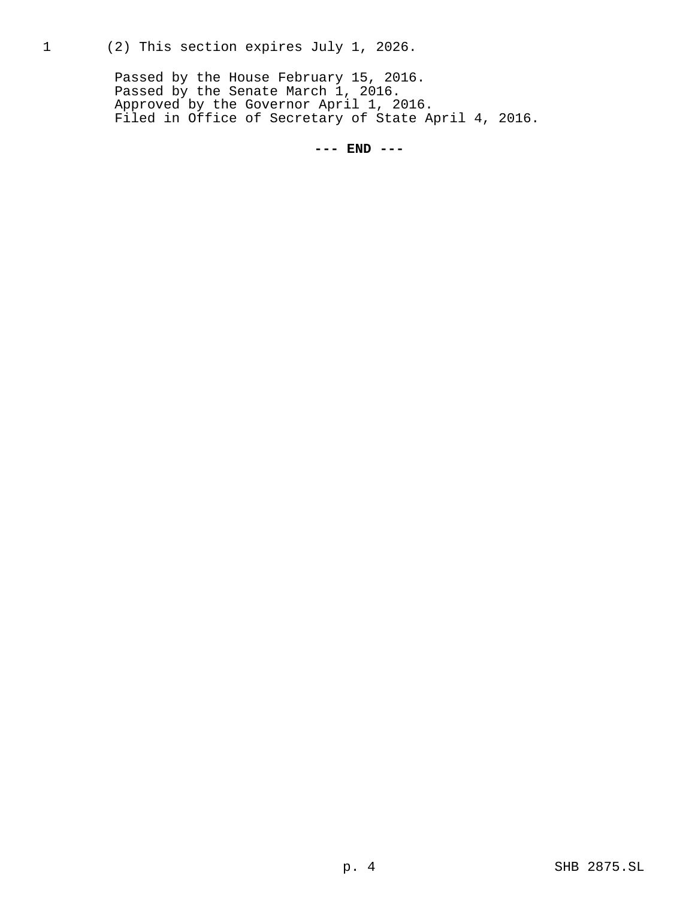(2) This section expires July 1, 2026.

Passed by the House February 15, 2016.
Passed by the Senate March 1, 2016.
Approved by the Governor April 1, 2016.
Filed in Office of Secretary of State April 4, 2016.

**--- END ---**